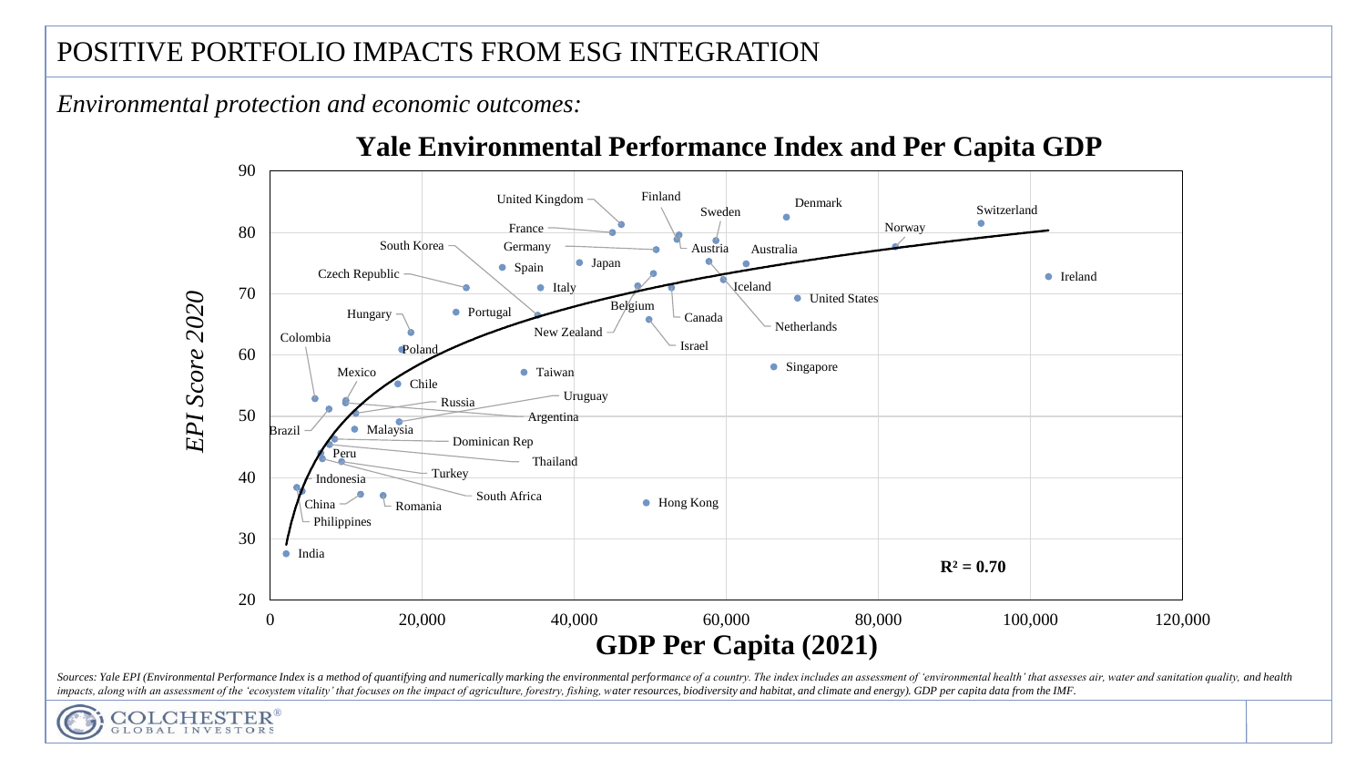# POSITIVE PORTFOLIO IMPACTS FROM ESG INTEGRATION

*Environmental protection and economic outcomes:*

**Yale Environmental Performance Index and Per Capita GDP**

*EPI Score 2020* (y-axis, 20–90) vs. **GDP Per Capita (2021)** (x-axis, 0–120,000)

Countries plotted: United Kingdom, Finland, Denmark, Sweden, Switzerland, France, Norway, Germany, South Korea, Austria, Australia, Spain, Japan, Czech Republic, Italy, Iceland, Ireland, United States, Belgium, Hungary, Portugal, Canada, New Zealand, Netherlands, Colombia, Poland, Israel, Mexico, Taiwan, Singapore, Chile, Uruguay, Russia, Argentina, Brazil, Malaysia, Dominican Rep, Peru, Thailand, Turkey, Indonesia, South Africa, Hong Kong, China, Romania, Philippines, India

**$R^2$ = 0.70**

*Sources: Yale EPI (Environmental Performance Index is a method of quantifying and numerically marking the environmental performance of a country. The index includes an assessment of 'environmental health' that assesses air, water and sanitation quality, and health impacts, along with an assessment of the 'ecosystem vitality' that focuses on the impact of agriculture, forestry, fishing, water resources, biodiversity and habitat, and climate and energy). GDP per capita data from the IMF.*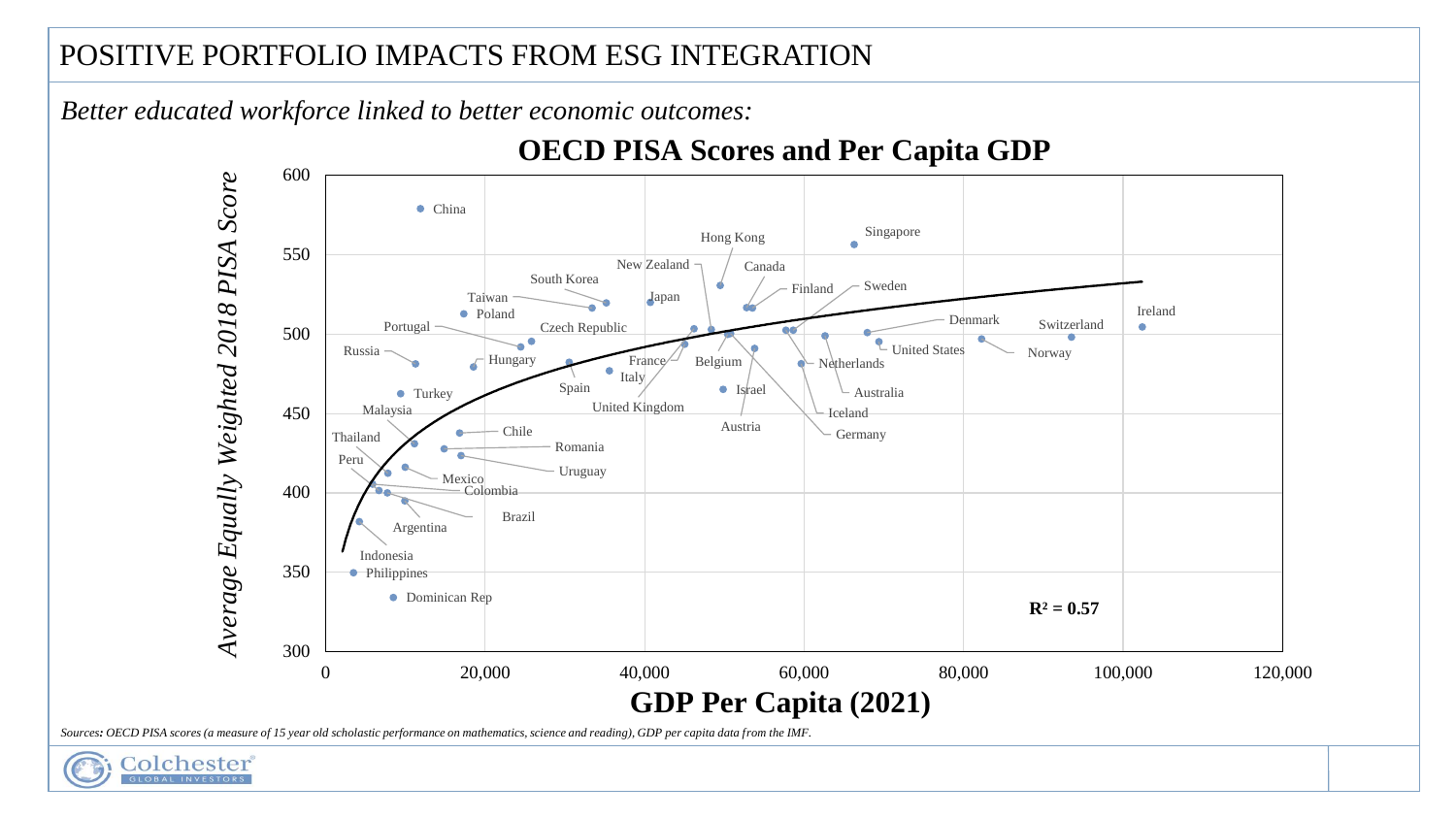# POSITIVE PORTFOLIO IMPACTS FROM ESG INTEGRATION

*Better educated workforce linked to better economic outcomes:*

**OECD PISA Scores and Per Capita GDP**

*Average Equally Weighted 2018 PISA Score*

600
550
500
450
400
350
300

China
Singapore
Hong Kong
New Zealand
Canada
South Korea
Finland
Sweden
Taiwan
Japan
Poland
Ireland
Portugal
Czech Republic
Denmark
Switzerland
Russia
Hungary
France
Belgium
United States
Norway
Netherlands
Spain
Italy
Israel
Turkey
Australia
Malaysia
United Kingdom
Iceland
Austria
Chile
Thailand
Germany
Romania
Peru
Uruguay
Mexico
Colombia
Brazil
Argentina
Indonesia
Philippines
Dominican Rep

**$R^2$ = 0.57**

0
20,000
40,000
60,000
80,000
100,000
120,000

**GDP Per Capita (2021)**

*Sources: OECD PISA scores (a measure of 15 year old scholastic performance on mathematics, science and reading), GDP per capita data from the IMF.*

Colchester GLOBAL INVESTORS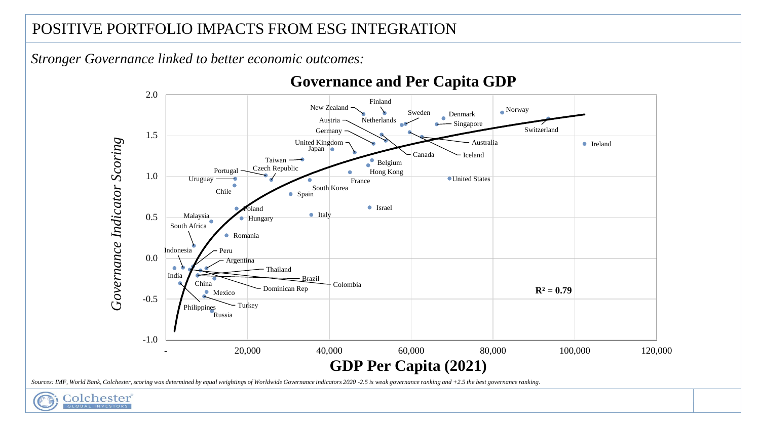# POSITIVE PORTFOLIO IMPACTS FROM ESG INTEGRATION

*Stronger Governance linked to better economic outcomes:*

**Governance and Per Capita GDP**

Governance Indicator Scoring

2.0
1.5
1.0
0.5
0.0
-0.5
-1.0

GDP Per Capita (2021)

-
20,000
40,000
60,000
80,000
100,000
120,000

Finland
New Zealand
Sweden
Denmark
Norway
Austria
Netherlands
Singapore
Switzerland
Germany
Australia
United Kingdom
Japan
Ireland
Canada
Iceland
Taiwan
Belgium
Czech Republic
Portugal
Hong Kong
Uruguay
United States
France
Chile
South Korea
Spain
Poland
Israel
Malaysia
Italy
Hungary
South Africa
Romania
Indonesia
Peru
Argentina
Thailand
India
Brazil
China
Colombia
Dominican Rep
Mexico
Turkey
Philippines
Russia

**$R^2 = 0.79$**

*Sources: IMF, World Bank, Colchester, scoring was determined by equal weightings of Worldwide Governance indicators 2020 -2.5 is weak governance ranking and +2.5 the best governance ranking.*

Colchester GLOBAL INVESTORS